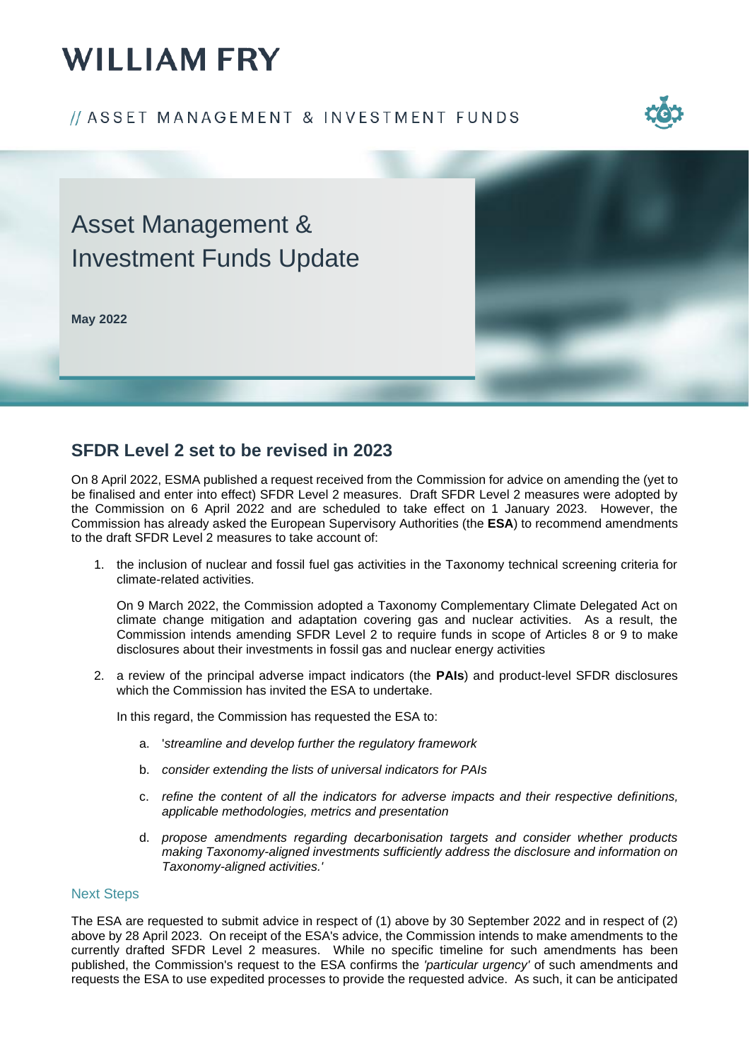# WILLIAM FRY

// ASSET MANAGEMENT & INVESTMENT FUNDS

# Asset Management & Investment Funds Update

**May 2022**

## SFDR Level 2 set to be revised in 2023

On 8 April 2022, ESMA published a request received from the Commission for advice on amending the (yet to be finalised and enter into effect) SFDR Level 2 measures. Draft SFDR Level 2 measures were adopted by the Commission on 6 April 2022 and are scheduled to take effect on 1 January 2023. However, the Commission has already asked the European Supervisory Authorities (the **ESA**) to recommend amendments to the draft SFDR Level 2 measures to take account of:

1. the inclusion of nuclear and fossil fuel gas activities in the Taxonomy technical screening criteria for climate-related activities.

   On 9 March 2022, the Commission adopted a Taxonomy Complementary Climate Delegated Act on climate change mitigation and adaptation covering gas and nuclear activities. As a result, the Commission intends amending SFDR Level 2 to require funds in scope of Articles 8 or 9 to make disclosures about their investments in fossil gas and nuclear energy activities

2. a review of the principal adverse impact indicators (the **PAIs**) and product-level SFDR disclosures which the Commission has invited the ESA to undertake.

   In this regard, the Commission has requested the ESA to:

   a. '*streamline and develop further the regulatory framework*
   b. *consider extending the lists of universal indicators for PAIs*
   c. *refine the content of all the indicators for adverse impacts and their respective definitions, applicable methodologies, metrics and presentation*
   d. *propose amendments regarding decarbonisation targets and consider whether products making Taxonomy-aligned investments sufficiently address the disclosure and information on Taxonomy-aligned activities.'*

### Next Steps

The ESA are requested to submit advice in respect of (1) above by 30 September 2022 and in respect of (2) above by 28 April 2023. On receipt of the ESA's advice, the Commission intends to make amendments to the currently drafted SFDR Level 2 measures. While no specific timeline for such amendments has been published, the Commission's request to the ESA confirms the *'particular urgency'* of such amendments and requests the ESA to use expedited processes to provide the requested advice. As such, it can be anticipated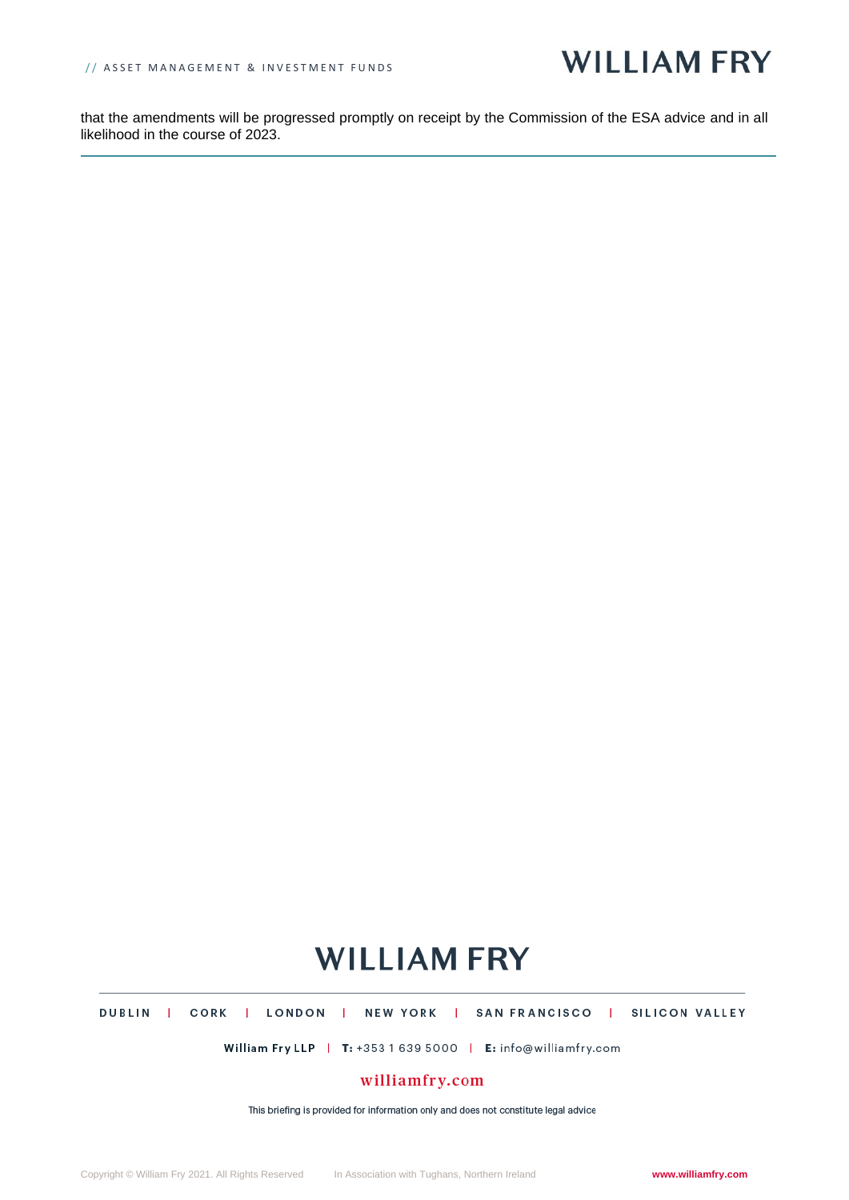that the amendments will be progressed promptly on receipt by the Commission of the ESA advice and in all likelihood in the course of 2023.

---

WILLIAM FRY

DUBLIN | CORK | LONDON | NEW YORK | SAN FRANCISCO | SILICON VALLEY

**William Fry LLP** | **T:** +353 1 639 5000 | **E:** info@williamfry.com

williamfry.com

This briefing is provided for information only and does not constitute legal advice